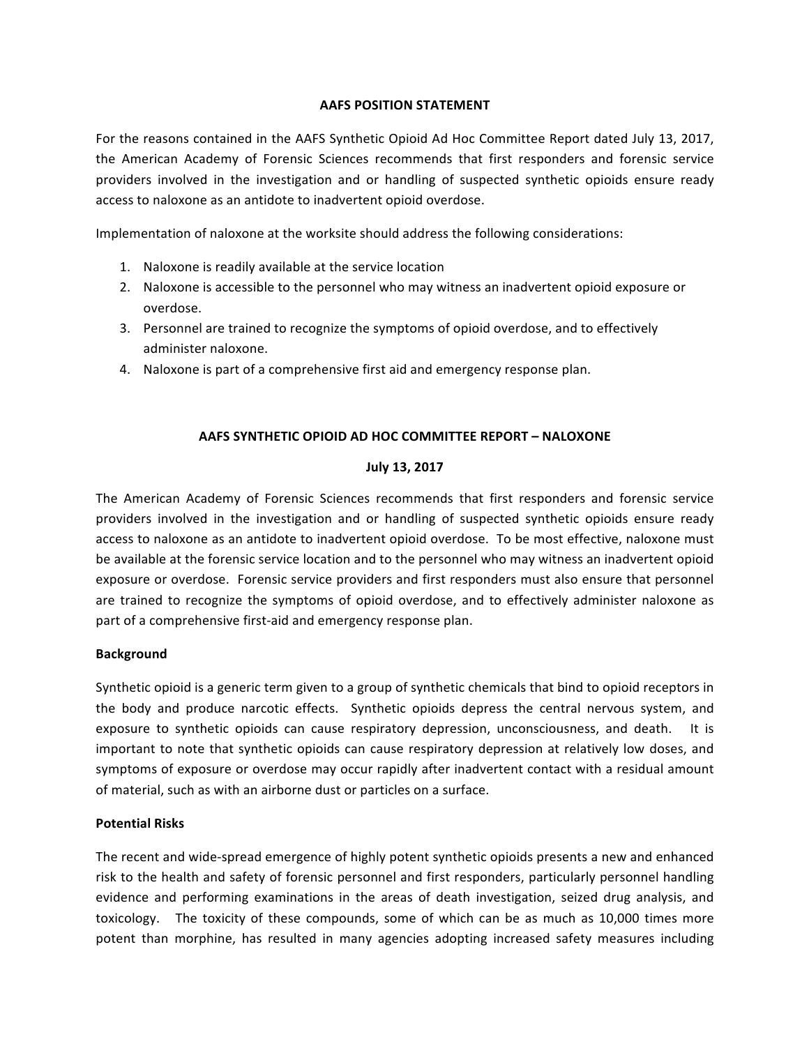**AAFS POSITION STATEMENT**

For the reasons contained in the AAFS Synthetic Opioid Ad Hoc Committee Report dated July 13, 2017, the American Academy of Forensic Sciences recommends that first responders and forensic service providers involved in the investigation and or handling of suspected synthetic opioids ensure ready access to naloxone as an antidote to inadvertent opioid overdose.

Implementation of naloxone at the worksite should address the following considerations:

1. Naloxone is readily available at the service location
2. Naloxone is accessible to the personnel who may witness an inadvertent opioid exposure or overdose.
3. Personnel are trained to recognize the symptoms of opioid overdose, and to effectively administer naloxone.
4. Naloxone is part of a comprehensive first aid and emergency response plan.

**AAFS SYNTHETIC OPIOID AD HOC COMMITTEE REPORT – NALOXONE**

**July 13, 2017**

The American Academy of Forensic Sciences recommends that first responders and forensic service providers involved in the investigation and or handling of suspected synthetic opioids ensure ready access to naloxone as an antidote to inadvertent opioid overdose. To be most effective, naloxone must be available at the forensic service location and to the personnel who may witness an inadvertent opioid exposure or overdose. Forensic service providers and first responders must also ensure that personnel are trained to recognize the symptoms of opioid overdose, and to effectively administer naloxone as part of a comprehensive first-aid and emergency response plan.

**Background**

Synthetic opioid is a generic term given to a group of synthetic chemicals that bind to opioid receptors in the body and produce narcotic effects. Synthetic opioids depress the central nervous system, and exposure to synthetic opioids can cause respiratory depression, unconsciousness, and death. It is important to note that synthetic opioids can cause respiratory depression at relatively low doses, and symptoms of exposure or overdose may occur rapidly after inadvertent contact with a residual amount of material, such as with an airborne dust or particles on a surface.

**Potential Risks**

The recent and wide-spread emergence of highly potent synthetic opioids presents a new and enhanced risk to the health and safety of forensic personnel and first responders, particularly personnel handling evidence and performing examinations in the areas of death investigation, seized drug analysis, and toxicology. The toxicity of these compounds, some of which can be as much as 10,000 times more potent than morphine, has resulted in many agencies adopting increased safety measures including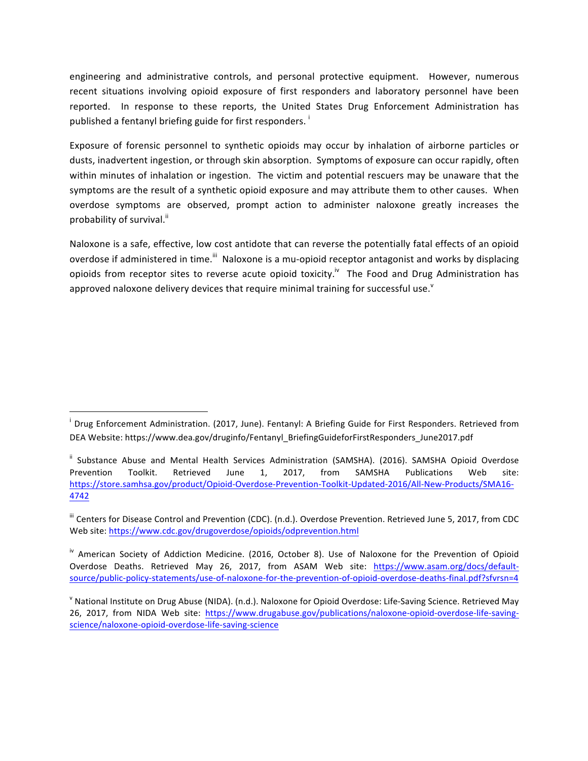engineering and administrative controls, and personal protective equipment. However, numerous recent situations involving opioid exposure of first responders and laboratory personnel have been reported. In response to these reports, the United States Drug Enforcement Administration has published a fentanyl briefing guide for first responders. [i]

Exposure of forensic personnel to synthetic opioids may occur by inhalation of airborne particles or dusts, inadvertent ingestion, or through skin absorption. Symptoms of exposure can occur rapidly, often within minutes of inhalation or ingestion. The victim and potential rescuers may be unaware that the symptoms are the result of a synthetic opioid exposure and may attribute them to other causes. When overdose symptoms are observed, prompt action to administer naloxone greatly increases the probability of survival.[ii]

Naloxone is a safe, effective, low cost antidote that can reverse the potentially fatal effects of an opioid overdose if administered in time.[iii] Naloxone is a mu-opioid receptor antagonist and works by displacing opioids from receptor sites to reverse acute opioid toxicity.[iv] The Food and Drug Administration has approved naloxone delivery devices that require minimal training for successful use.[v]

---

[i] Drug Enforcement Administration. (2017, June). Fentanyl: A Briefing Guide for First Responders. Retrieved from DEA Website: https://www.dea.gov/druginfo/Fentanyl_BriefingGuideforFirstResponders_June2017.pdf

[ii] Substance Abuse and Mental Health Services Administration (SAMSHA). (2016). SAMSHA Opioid Overdose Prevention Toolkit. Retrieved June 1, 2017, from SAMSHA Publications Web site: https://store.samhsa.gov/product/Opioid-Overdose-Prevention-Toolkit-Updated-2016/All-New-Products/SMA16-4742

[iii] Centers for Disease Control and Prevention (CDC). (n.d.). Overdose Prevention. Retrieved June 5, 2017, from CDC Web site: https://www.cdc.gov/drugoverdose/opioids/odprevention.html

[iv] American Society of Addiction Medicine. (2016, October 8). Use of Naloxone for the Prevention of Opioid Overdose Deaths. Retrieved May 26, 2017, from ASAM Web site: https://www.asam.org/docs/default-source/public-policy-statements/use-of-naloxone-for-the-prevention-of-opioid-overdose-deaths-final.pdf?sfvrsn=4

[v] National Institute on Drug Abuse (NIDA). (n.d.). Naloxone for Opioid Overdose: Life-Saving Science. Retrieved May 26, 2017, from NIDA Web site: https://www.drugabuse.gov/publications/naloxone-opioid-overdose-life-saving-science/naloxone-opioid-overdose-life-saving-science